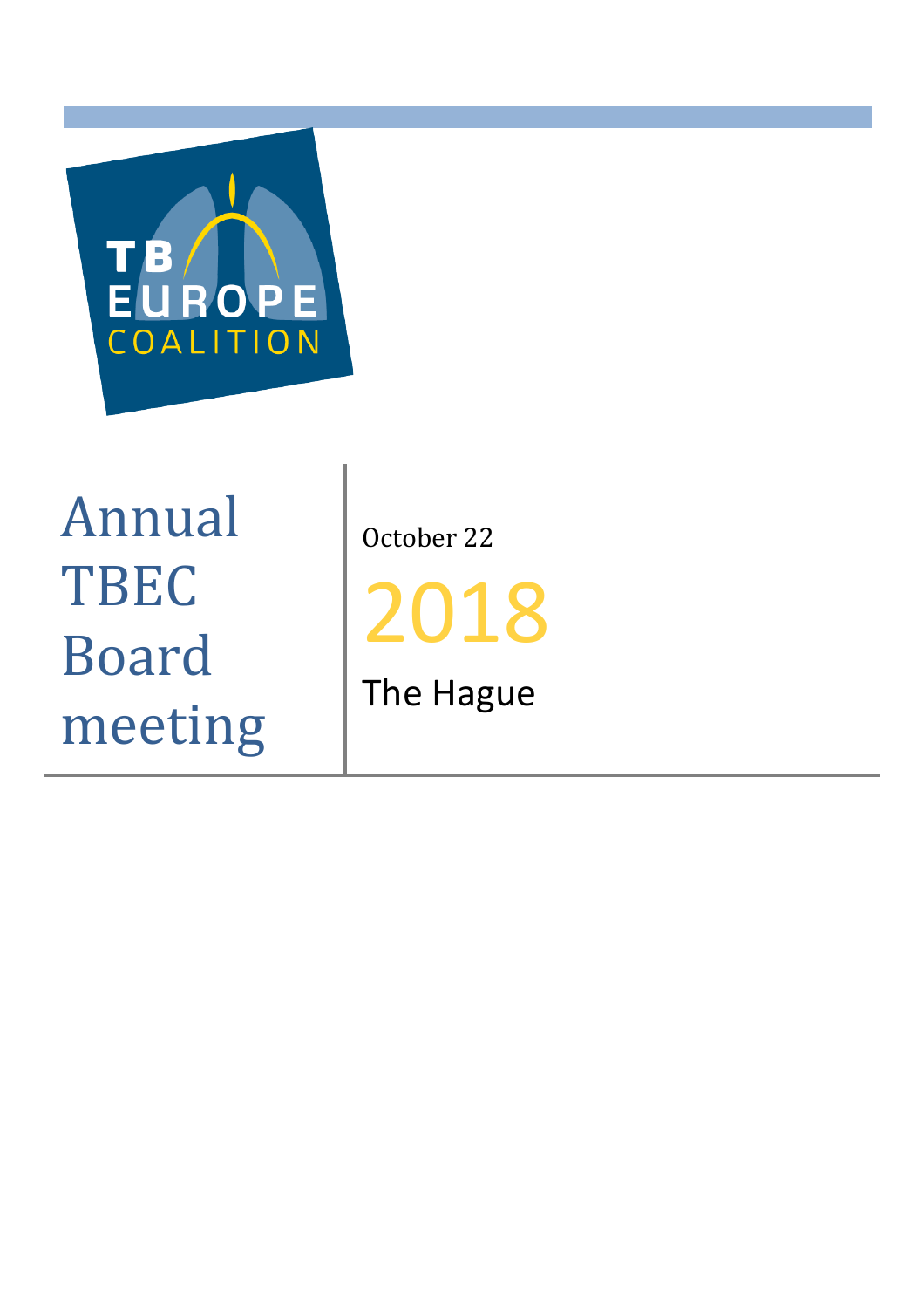TB EUROPE COALITION

# Annual TBEC Board meeting

October 22

2018

The Hague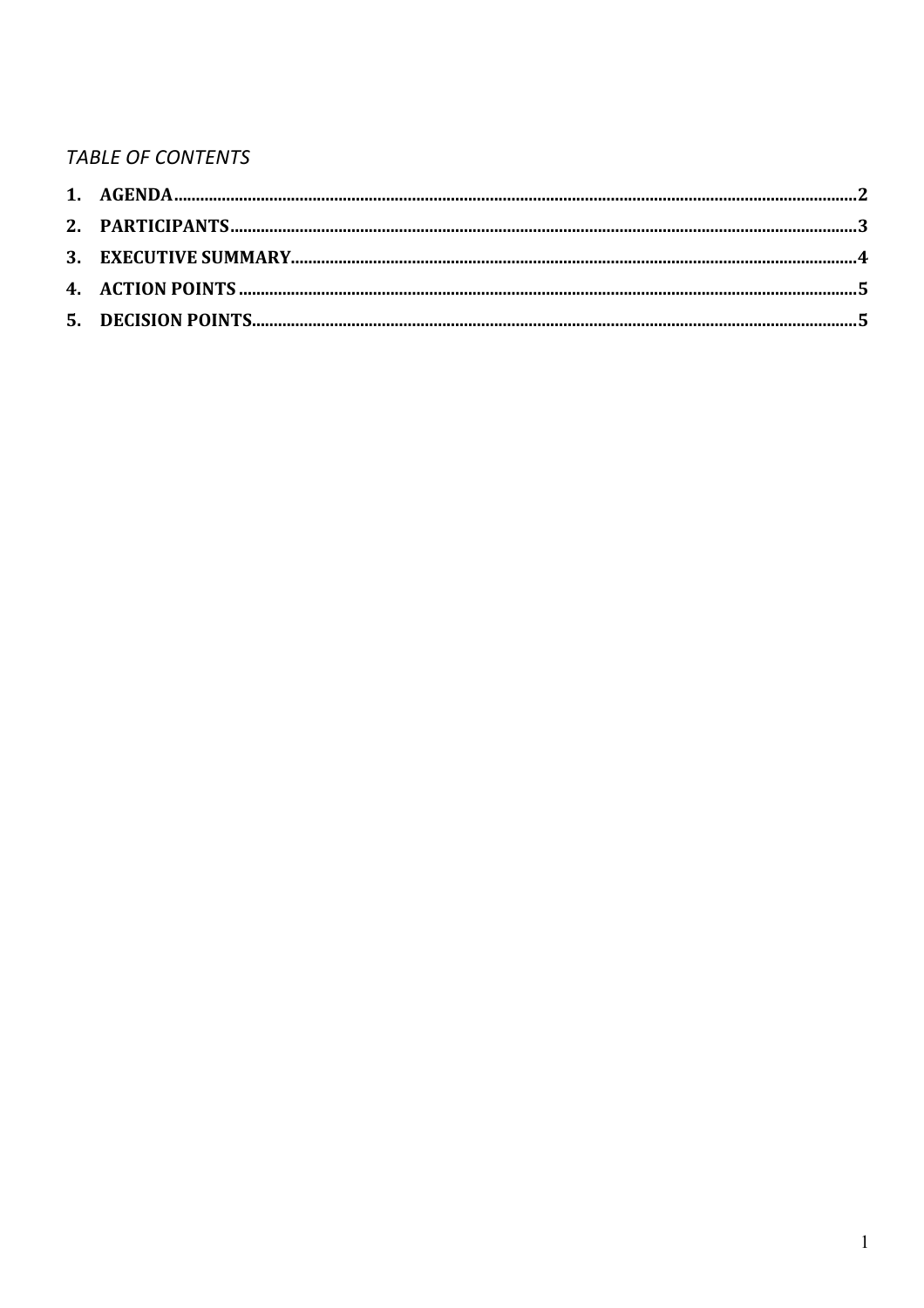*TABLE OF CONTENTS*

1. **AGENDA** .......... 2
2. **PARTICIPANTS** .......... 3
3. **EXECUTIVE SUMMARY** .......... 4
4. **ACTION POINTS** .......... 5
5. **DECISION POINTS** .......... 5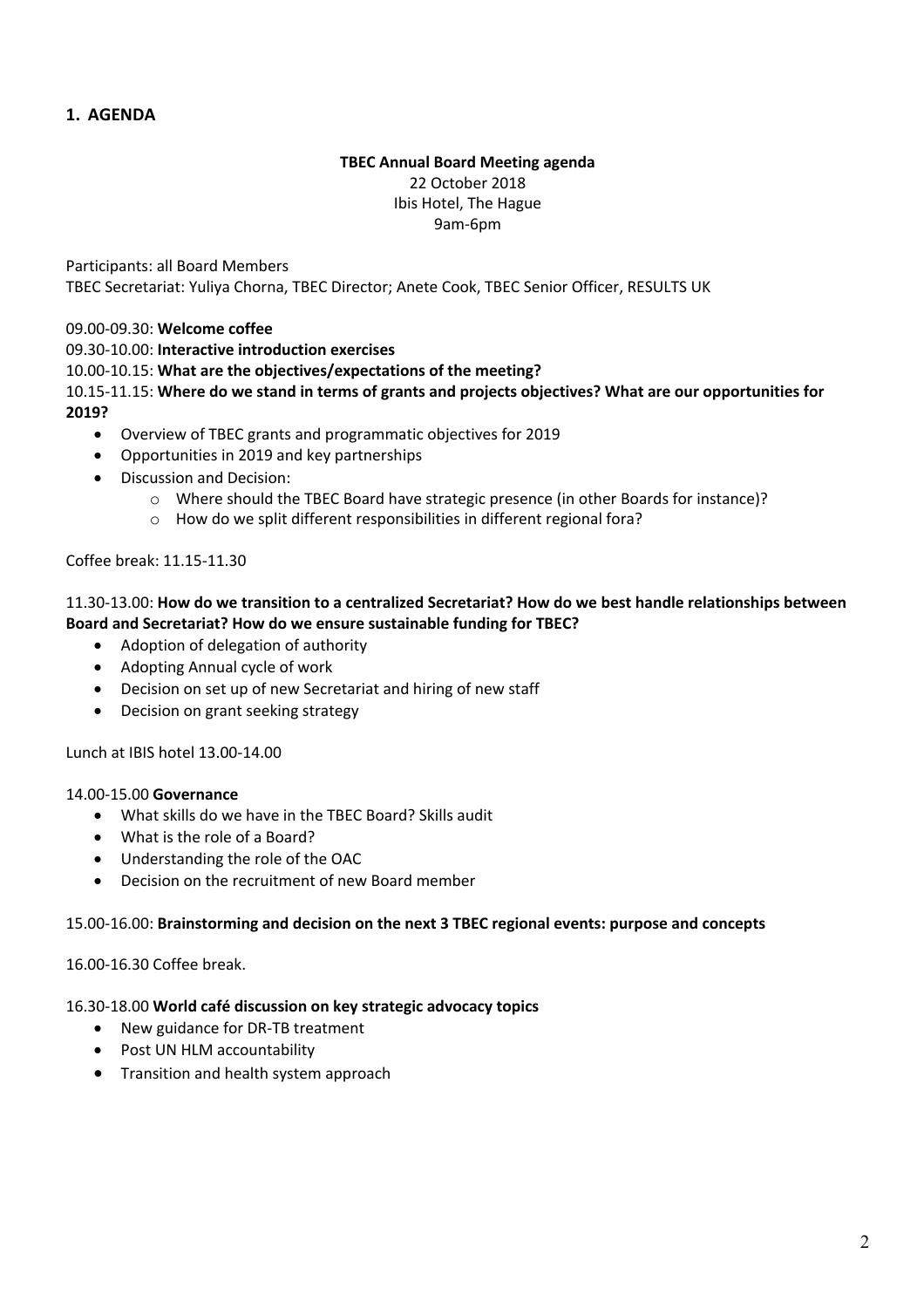## 1. AGENDA

**TBEC Annual Board Meeting agenda**
22 October 2018
Ibis Hotel, The Hague
9am-6pm

Participants: all Board Members
TBEC Secretariat: Yuliya Chorna, TBEC Director; Anete Cook, TBEC Senior Officer, RESULTS UK

09.00-09.30: **Welcome coffee**
09.30-10.00: **Interactive introduction exercises**
10.00-10.15: **What are the objectives/expectations of the meeting?**
10.15-11.15: **Where do we stand in terms of grants and projects objectives? What are our opportunities for 2019?**

- Overview of TBEC grants and programmatic objectives for 2019
- Opportunities in 2019 and key partnerships
- Discussion and Decision:
  - Where should the TBEC Board have strategic presence (in other Boards for instance)?
  - How do we split different responsibilities in different regional fora?

Coffee break: 11.15-11.30

11.30-13.00: **How do we transition to a centralized Secretariat? How do we best handle relationships between Board and Secretariat? How do we ensure sustainable funding for TBEC?**

- Adoption of delegation of authority
- Adopting Annual cycle of work
- Decision on set up of new Secretariat and hiring of new staff
- Decision on grant seeking strategy

Lunch at IBIS hotel 13.00-14.00

14.00-15.00 **Governance**

- What skills do we have in the TBEC Board? Skills audit
- What is the role of a Board?
- Understanding the role of the OAC
- Decision on the recruitment of new Board member

15.00-16.00: **Brainstorming and decision on the next 3 TBEC regional events: purpose and concepts**

16.00-16.30 Coffee break.

16.30-18.00 **World café discussion on key strategic advocacy topics**

- New guidance for DR-TB treatment
- Post UN HLM accountability
- Transition and health system approach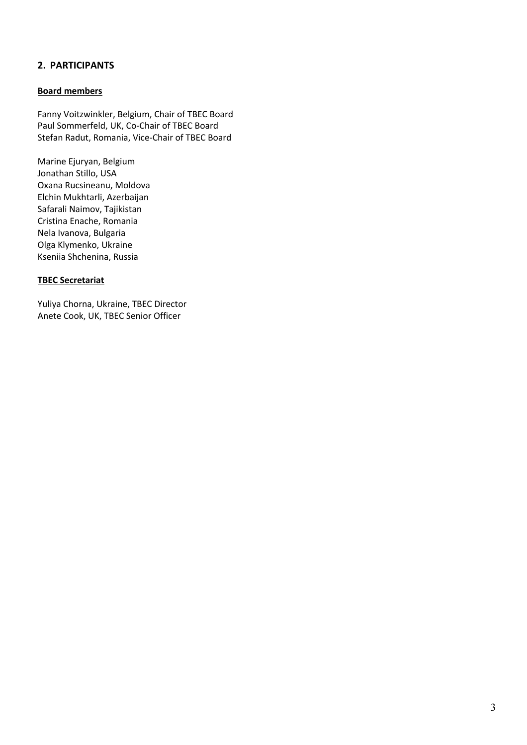## 2. PARTICIPANTS

**Board members**

Fanny Voitzwinkler, Belgium, Chair of TBEC Board
Paul Sommerfeld, UK, Co-Chair of TBEC Board
Stefan Radut, Romania, Vice-Chair of TBEC Board

Marine Ejuryan, Belgium
Jonathan Stillo, USA
Oxana Rucsineanu, Moldova
Elchin Mukhtarli, Azerbaijan
Safarali Naimov, Tajikistan
Cristina Enache, Romania
Nela Ivanova, Bulgaria
Olga Klymenko, Ukraine
Kseniia Shchenina, Russia

**TBEC Secretariat**

Yuliya Chorna, Ukraine, TBEC Director
Anete Cook, UK, TBEC Senior Officer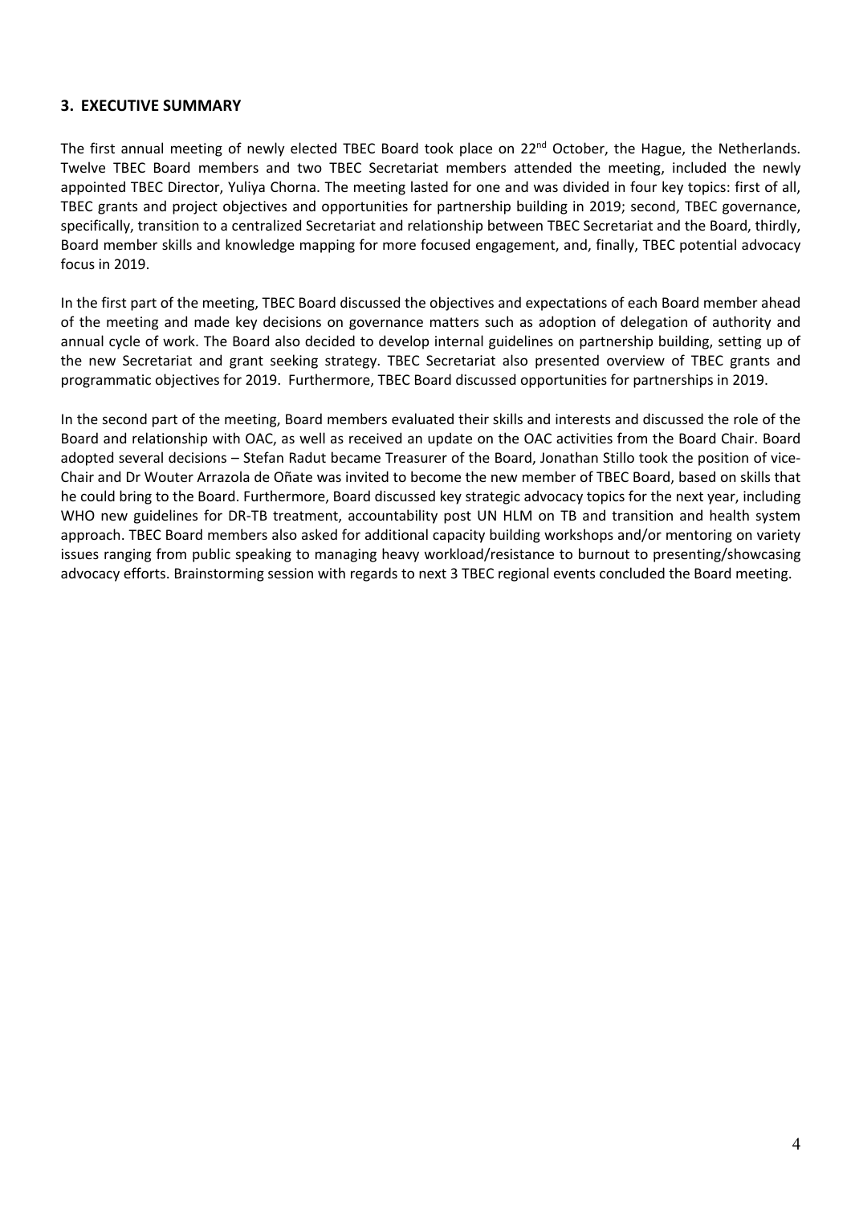## 3. EXECUTIVE SUMMARY

The first annual meeting of newly elected TBEC Board took place on 22nd October, the Hague, the Netherlands. Twelve TBEC Board members and two TBEC Secretariat members attended the meeting, included the newly appointed TBEC Director, Yuliya Chorna. The meeting lasted for one and was divided in four key topics: first of all, TBEC grants and project objectives and opportunities for partnership building in 2019; second, TBEC governance, specifically, transition to a centralized Secretariat and relationship between TBEC Secretariat and the Board, thirdly, Board member skills and knowledge mapping for more focused engagement, and, finally, TBEC potential advocacy focus in 2019.

In the first part of the meeting, TBEC Board discussed the objectives and expectations of each Board member ahead of the meeting and made key decisions on governance matters such as adoption of delegation of authority and annual cycle of work. The Board also decided to develop internal guidelines on partnership building, setting up of the new Secretariat and grant seeking strategy. TBEC Secretariat also presented overview of TBEC grants and programmatic objectives for 2019. Furthermore, TBEC Board discussed opportunities for partnerships in 2019.

In the second part of the meeting, Board members evaluated their skills and interests and discussed the role of the Board and relationship with OAC, as well as received an update on the OAC activities from the Board Chair. Board adopted several decisions – Stefan Radut became Treasurer of the Board, Jonathan Stillo took the position of vice-Chair and Dr Wouter Arrazola de Oñate was invited to become the new member of TBEC Board, based on skills that he could bring to the Board. Furthermore, Board discussed key strategic advocacy topics for the next year, including WHO new guidelines for DR-TB treatment, accountability post UN HLM on TB and transition and health system approach. TBEC Board members also asked for additional capacity building workshops and/or mentoring on variety issues ranging from public speaking to managing heavy workload/resistance to burnout to presenting/showcasing advocacy efforts. Brainstorming session with regards to next 3 TBEC regional events concluded the Board meeting.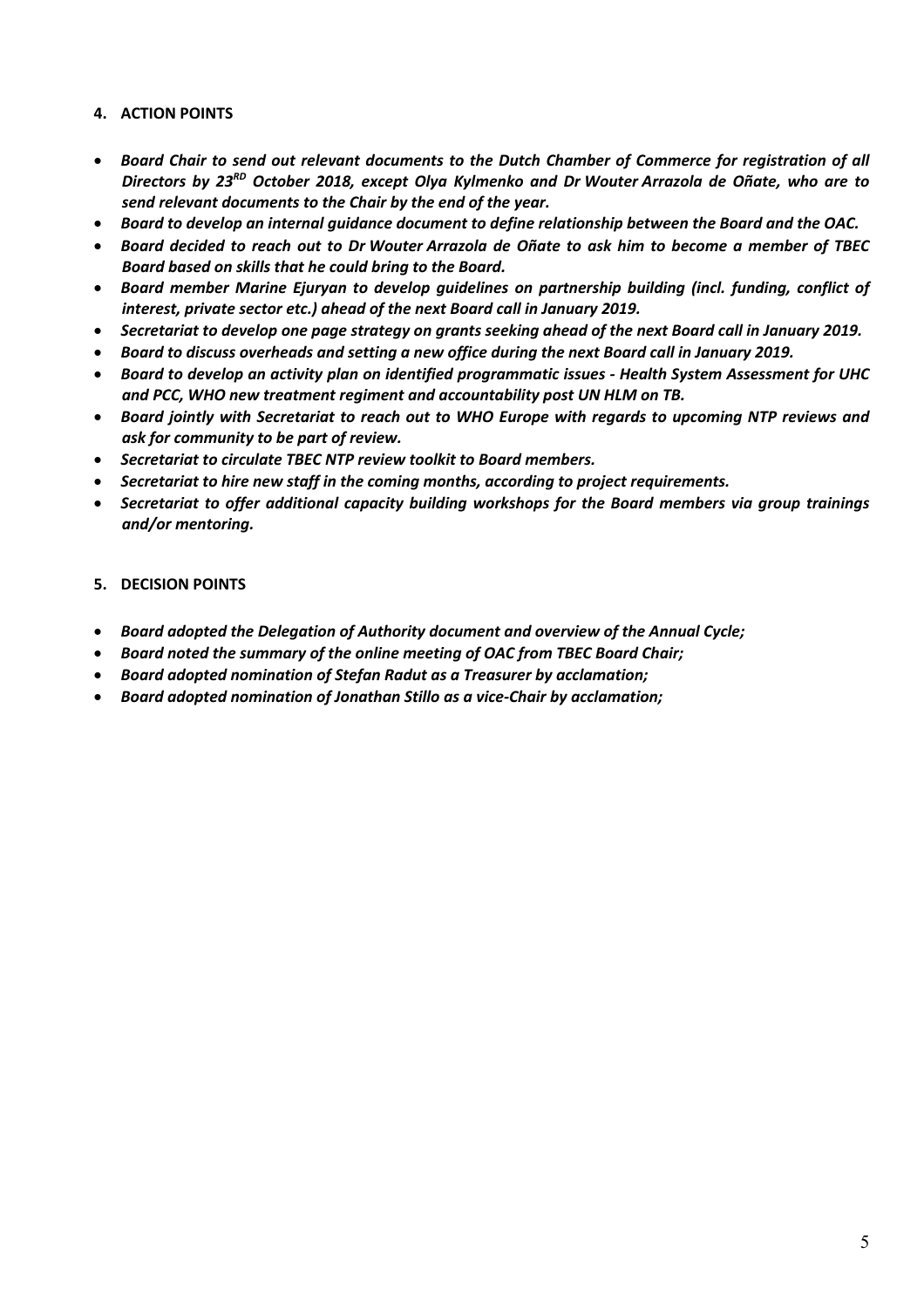## 4. ACTION POINTS

- ***Board Chair to send out relevant documents to the Dutch Chamber of Commerce for registration of all Directors by 23$^{RD}$ October 2018, except Olya Kylmenko and Dr Wouter Arrazola de Oñate, who are to send relevant documents to the Chair by the end of the year.***
- ***Board to develop an internal guidance document to define relationship between the Board and the OAC.***
- ***Board decided to reach out to Dr Wouter Arrazola de Oñate to ask him to become a member of TBEC Board based on skills that he could bring to the Board.***
- ***Board member Marine Ejuryan to develop guidelines on partnership building (incl. funding, conflict of interest, private sector etc.) ahead of the next Board call in January 2019.***
- ***Secretariat to develop one page strategy on grants seeking ahead of the next Board call in January 2019.***
- ***Board to discuss overheads and setting a new office during the next Board call in January 2019.***
- ***Board to develop an activity plan on identified programmatic issues - Health System Assessment for UHC and PCC, WHO new treatment regiment and accountability post UN HLM on TB.***
- ***Board jointly with Secretariat to reach out to WHO Europe with regards to upcoming NTP reviews and ask for community to be part of review.***
- ***Secretariat to circulate TBEC NTP review toolkit to Board members.***
- ***Secretariat to hire new staff in the coming months, according to project requirements.***
- ***Secretariat to offer additional capacity building workshops for the Board members via group trainings and/or mentoring.***

## 5. DECISION POINTS

- ***Board adopted the Delegation of Authority document and overview of the Annual Cycle;***
- ***Board noted the summary of the online meeting of OAC from TBEC Board Chair;***
- ***Board adopted nomination of Stefan Radut as a Treasurer by acclamation;***
- ***Board adopted nomination of Jonathan Stillo as a vice-Chair by acclamation;***